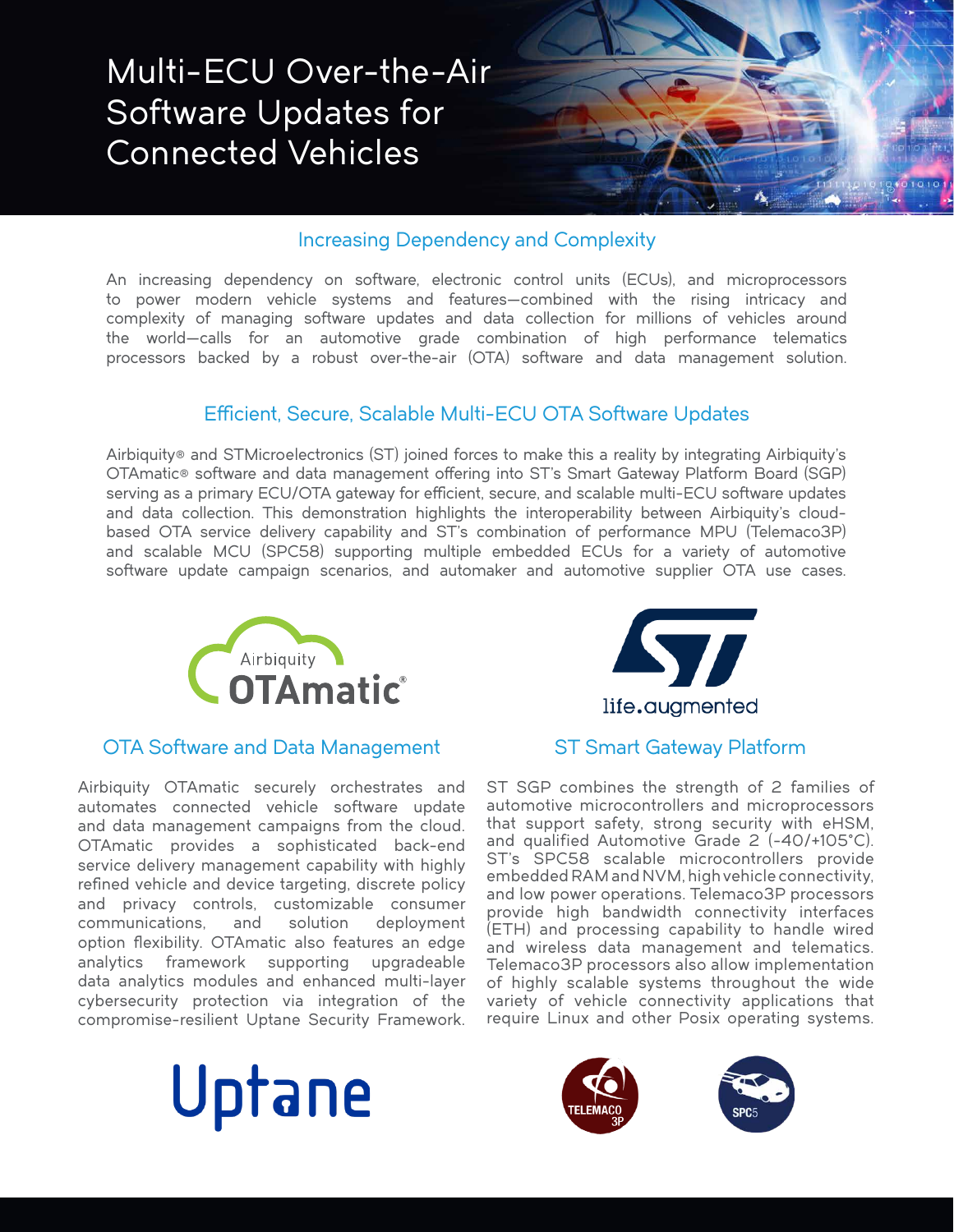# Multi-ECU Over-the-Air Software Updates for Connected Vehicles

## Increasing Dependency and Complexity

An increasing dependency on software, electronic control units (ECUs), and microprocessors to power modern vehicle systems and features—combined with the rising intricacy and complexity of managing software updates and data collection for millions of vehicles around the world—calls for an automotive grade combination of high performance telematics processors backed by a robust over-the-air (OTA) software and data management solution.

## Efficient, Secure, Scalable Multi-ECU OTA Software Updates

Airbiquity® and STMicroelectronics (ST) joined forces to make this a reality by integrating Airbiquity's OTAmatic® software and data management offering into ST's Smart Gateway Platform Board (SGP) serving as a primary ECU/OTA gateway for efficient, secure, and scalable multi-ECU software updates and data collection. This demonstration highlights the interoperability between Airbiquity's cloud-based OTA service delivery capability and ST's combination of performance MPU (Telemaco3P) and scalable MCU (SPC58) supporting multiple embedded ECUs for a variety of automotive software update campaign scenarios, and automaker and automotive supplier OTA use cases.

### OTA Software and Data Management

Airbiquity OTAmatic securely orchestrates and automates connected vehicle software update and data management campaigns from the cloud. OTAmatic provides a sophisticated back-end service delivery management capability with highly refined vehicle and device targeting, discrete policy and privacy controls, customizable consumer communications, and solution deployment option flexibility. OTAmatic also features an edge analytics framework supporting upgradeable data analytics modules and enhanced multi-layer cybersecurity protection via integration of the compromise-resilient Uptane Security Framework.

### ST Smart Gateway Platform

ST SGP combines the strength of 2 families of automotive microcontrollers and microprocessors that support safety, strong security with eHSM, and qualified Automotive Grade 2 (-40/+105°C). ST's SPC58 scalable microcontrollers provide embedded RAM and NVM, high vehicle connectivity, and low power operations. Telemaco3P processors provide high bandwidth connectivity interfaces (ETH) and processing capability to handle wired and wireless data management and telematics. Telemaco3P processors also allow implementation of highly scalable systems throughout the wide variety of vehicle connectivity applications that require Linux and other Posix operating systems.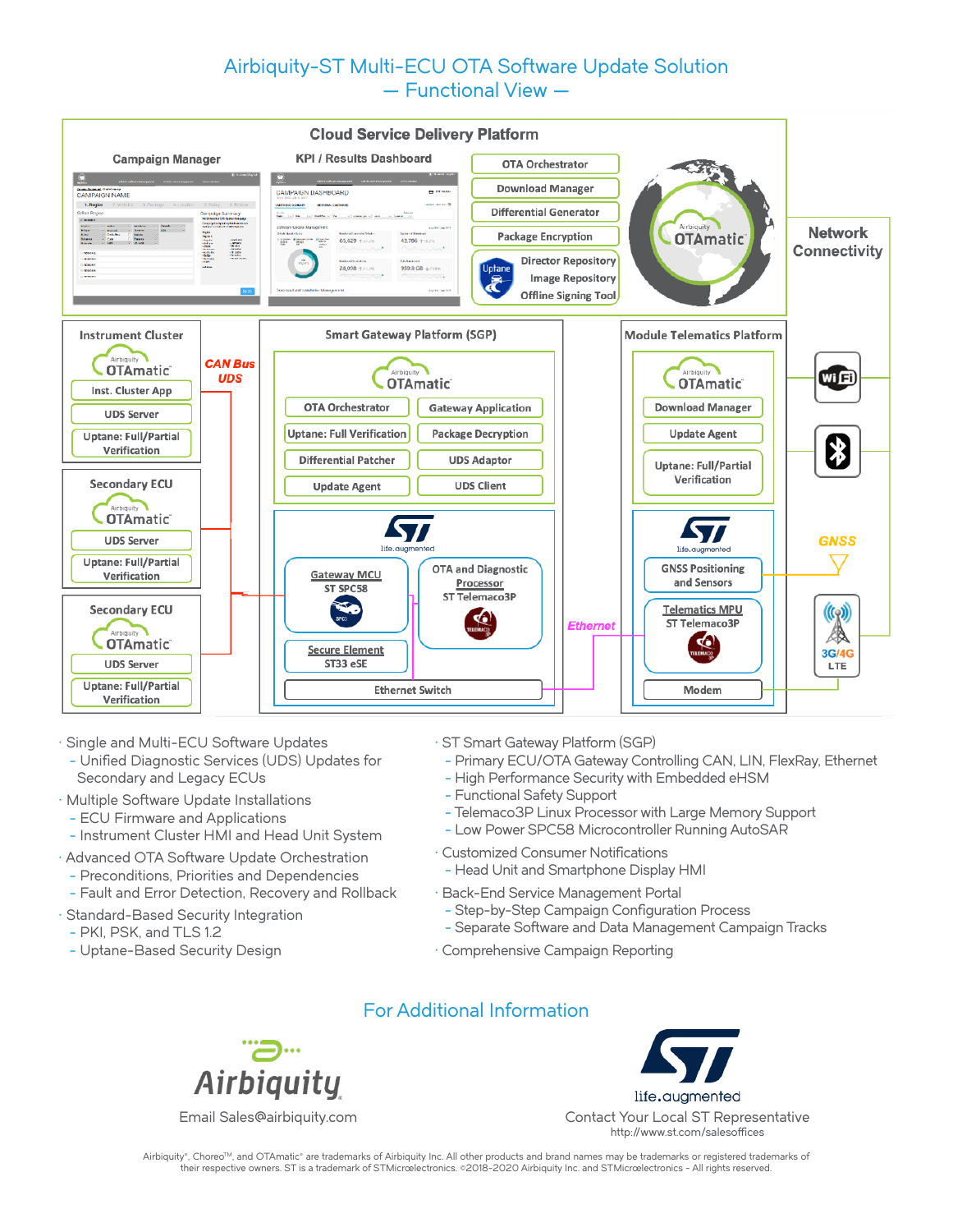# Airbiquity-ST Multi-ECU OTA Software Update Solution
## — Functional View —

Cloud Service Delivery Platform

Campaign Manager

KPI / Results Dashboard

OTA Orchestrator

Download Manager

Differential Generator

Package Encryption

Uptane

Director Repository

Image Repository

Offline Signing Tool

Airbiquity OTAmatic

Network Connectivity

Instrument Cluster

Airbiquity OTAmatic

Inst. Cluster App

UDS Server

Uptane: Full/Partial Verification

CAN Bus UDS

Secondary ECU

Airbiquity OTAmatic

UDS Server

Uptane: Full/Partial Verification

Secondary ECU

Airbiquity OTAmatic

UDS Server

Uptane: Full/Partial Verification

Smart Gateway Platform (SGP)

Airbiquity OTAmatic

OTA Orchestrator

Gateway Application

Uptane: Full Verification

Package Decryption

Differential Patcher

UDS Adaptor

Update Agent

UDS Client

life.augmented

Gateway MCU
ST SPC58

OTA and Diagnostic Processor
ST Telemaco3P

Secure Element
ST33 eSE

Ethernet Switch

Ethernet

Module Telematics Platform

Airbiquity OTAmatic

Download Manager

Update Agent

Uptane: Full/Partial Verification

life.augmented

GNSS Positioning and Sensors

Telematics MPU
ST Telemaco3P

Modem

Wi Fi

GNSS

3G/4G LTE

- Single and Multi-ECU Software Updates
  - Unified Diagnostic Services (UDS) Updates for Secondary and Legacy ECUs
- Multiple Software Update Installations
  - ECU Firmware and Applications
  - Instrument Cluster HMI and Head Unit System
- Advanced OTA Software Update Orchestration
  - Preconditions, Priorities and Dependencies
  - Fault and Error Detection, Recovery and Rollback
- Standard-Based Security Integration
  - PKI, PSK, and TLS 1.2
  - Uptane-Based Security Design
- ST Smart Gateway Platform (SGP)
  - Primary ECU/OTA Gateway Controlling CAN, LIN, FlexRay, Ethernet
  - High Performance Security with Embedded eHSM
  - Functional Safety Support
  - Telemaco3P Linux Processor with Large Memory Support
  - Low Power SPC58 Microcontroller Running AutoSAR
- Customized Consumer Notifications
  - Head Unit and Smartphone Display HMI
- Back-End Service Management Portal
  - Step-by-Step Campaign Configuration Process
  - Separate Software and Data Management Campaign Tracks
- Comprehensive Campaign Reporting

## For Additional Information

Airbiquity

Email Sales@airbiquity.com

life.augmented

Contact Your Local ST Representative
http://www.st.com/salesoffices

Airbiquity®, Choreo™, and OTAmatic® are trademarks of Airbiquity Inc. All other products and brand names may be trademarks or registered trademarks of their respective owners. ST is a trademark of STMicroelectronics. ©2018-2020 Airbiquity Inc. and STMicroelectronics - All rights reserved.